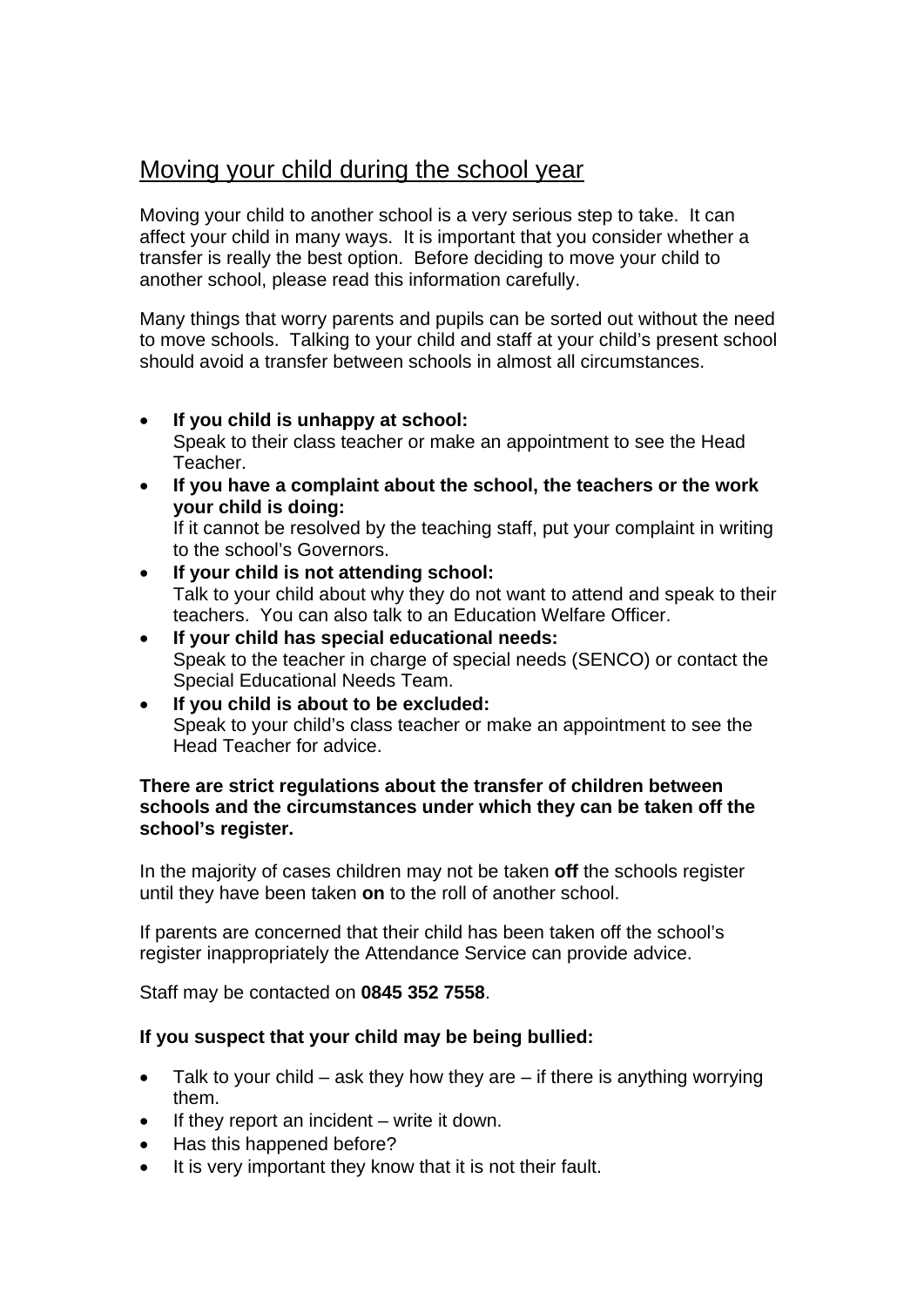# Moving your child during the school year

Moving your child to another school is a very serious step to take. It can affect your child in many ways. It is important that you consider whether a transfer is really the best option. Before deciding to move your child to another school, please read this information carefully.

Many things that worry parents and pupils can be sorted out without the need to move schools. Talking to your child and staff at your child's present school should avoid a transfer between schools in almost all circumstances.

- **If you child is unhappy at school:**
  Speak to their class teacher or make an appointment to see the Head Teacher.
- **If you have a complaint about the school, the teachers or the work your child is doing:**
  If it cannot be resolved by the teaching staff, put your complaint in writing to the school's Governors.
- **If your child is not attending school:**
  Talk to your child about why they do not want to attend and speak to their teachers. You can also talk to an Education Welfare Officer.
- **If your child has special educational needs:**
  Speak to the teacher in charge of special needs (SENCO) or contact the Special Educational Needs Team.
- **If you child is about to be excluded:**
  Speak to your child's class teacher or make an appointment to see the Head Teacher for advice.

**There are strict regulations about the transfer of children between schools and the circumstances under which they can be taken off the school's register.**

In the majority of cases children may not be taken **off** the schools register until they have been taken **on** to the roll of another school.

If parents are concerned that their child has been taken off the school's register inappropriately the Attendance Service can provide advice.

Staff may be contacted on **0845 352 7558**.

**If you suspect that your child may be being bullied:**

- Talk to your child – ask they how they are – if there is anything worrying them.
- If they report an incident – write it down.
- Has this happened before?
- It is very important they know that it is not their fault.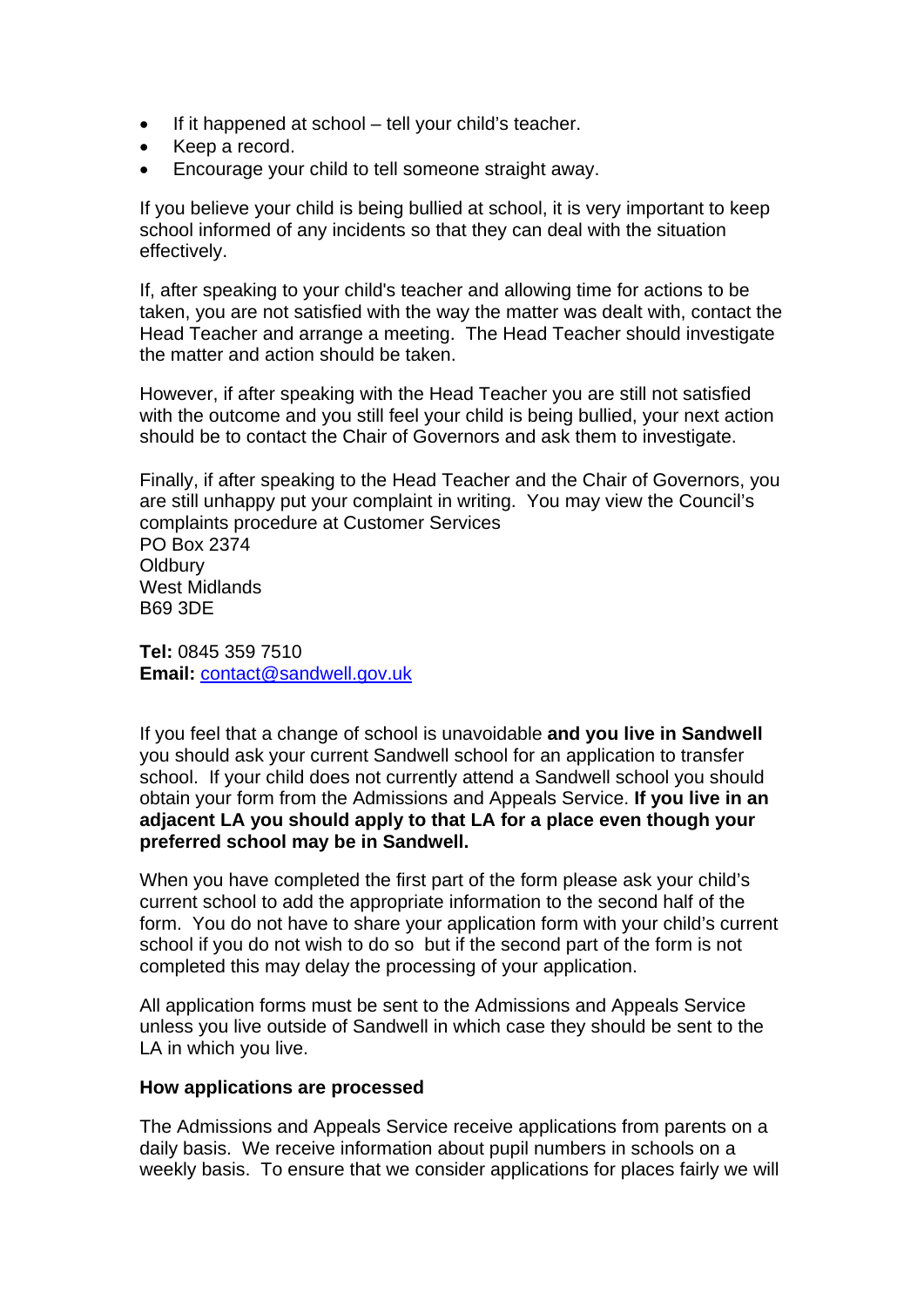- If it happened at school – tell your child's teacher.
- Keep a record.
- Encourage your child to tell someone straight away.

If you believe your child is being bullied at school, it is very important to keep school informed of any incidents so that they can deal with the situation effectively.

If, after speaking to your child's teacher and allowing time for actions to be taken, you are not satisfied with the way the matter was dealt with, contact the Head Teacher and arrange a meeting. The Head Teacher should investigate the matter and action should be taken.

However, if after speaking with the Head Teacher you are still not satisfied with the outcome and you still feel your child is being bullied, your next action should be to contact the Chair of Governors and ask them to investigate.

Finally, if after speaking to the Head Teacher and the Chair of Governors, you are still unhappy put your complaint in writing. You may view the Council's complaints procedure at Customer Services
PO Box 2374
Oldbury
West Midlands
B69 3DE

**Tel:** 0845 359 7510
**Email:** contact@sandwell.gov.uk

If you feel that a change of school is unavoidable **and you live in Sandwell** you should ask your current Sandwell school for an application to transfer school. If your child does not currently attend a Sandwell school you should obtain your form from the Admissions and Appeals Service. **If you live in an adjacent LA you should apply to that LA for a place even though your preferred school may be in Sandwell.**

When you have completed the first part of the form please ask your child's current school to add the appropriate information to the second half of the form. You do not have to share your application form with your child's current school if you do not wish to do so but if the second part of the form is not completed this may delay the processing of your application.

All application forms must be sent to the Admissions and Appeals Service unless you live outside of Sandwell in which case they should be sent to the LA in which you live.

**How applications are processed**

The Admissions and Appeals Service receive applications from parents on a daily basis. We receive information about pupil numbers in schools on a weekly basis. To ensure that we consider applications for places fairly we will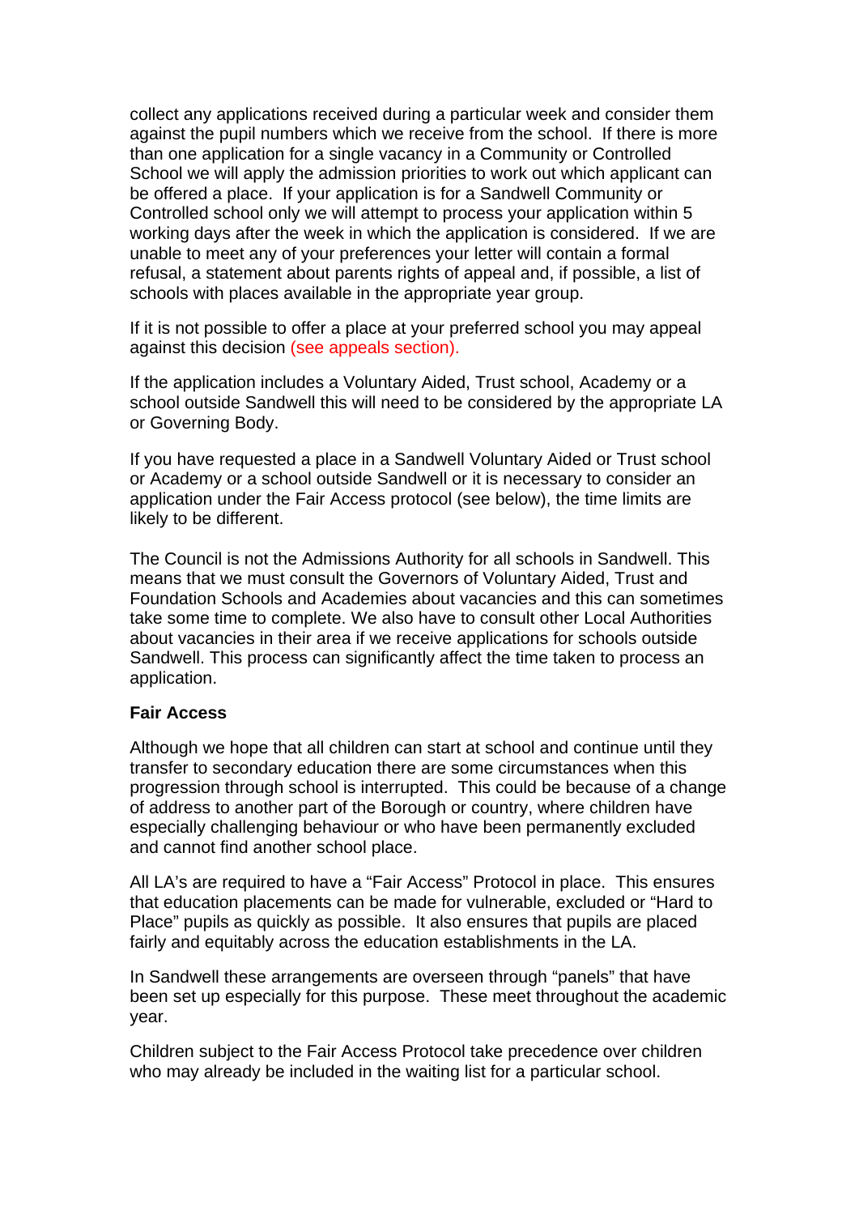collect any applications received during a particular week and consider them against the pupil numbers which we receive from the school. If there is more than one application for a single vacancy in a Community or Controlled School we will apply the admission priorities to work out which applicant can be offered a place. If your application is for a Sandwell Community or Controlled school only we will attempt to process your application within 5 working days after the week in which the application is considered. If we are unable to meet any of your preferences your letter will contain a formal refusal, a statement about parents rights of appeal and, if possible, a list of schools with places available in the appropriate year group.

If it is not possible to offer a place at your preferred school you may appeal against this decision (see appeals section).

If the application includes a Voluntary Aided, Trust school, Academy or a school outside Sandwell this will need to be considered by the appropriate LA or Governing Body.

If you have requested a place in a Sandwell Voluntary Aided or Trust school or Academy or a school outside Sandwell or it is necessary to consider an application under the Fair Access protocol (see below), the time limits are likely to be different.

The Council is not the Admissions Authority for all schools in Sandwell. This means that we must consult the Governors of Voluntary Aided, Trust and Foundation Schools and Academies about vacancies and this can sometimes take some time to complete. We also have to consult other Local Authorities about vacancies in their area if we receive applications for schools outside Sandwell. This process can significantly affect the time taken to process an application.

**Fair Access**

Although we hope that all children can start at school and continue until they transfer to secondary education there are some circumstances when this progression through school is interrupted. This could be because of a change of address to another part of the Borough or country, where children have especially challenging behaviour or who have been permanently excluded and cannot find another school place.

All LA's are required to have a "Fair Access" Protocol in place. This ensures that education placements can be made for vulnerable, excluded or "Hard to Place" pupils as quickly as possible. It also ensures that pupils are placed fairly and equitably across the education establishments in the LA.

In Sandwell these arrangements are overseen through "panels" that have been set up especially for this purpose. These meet throughout the academic year.

Children subject to the Fair Access Protocol take precedence over children who may already be included in the waiting list for a particular school.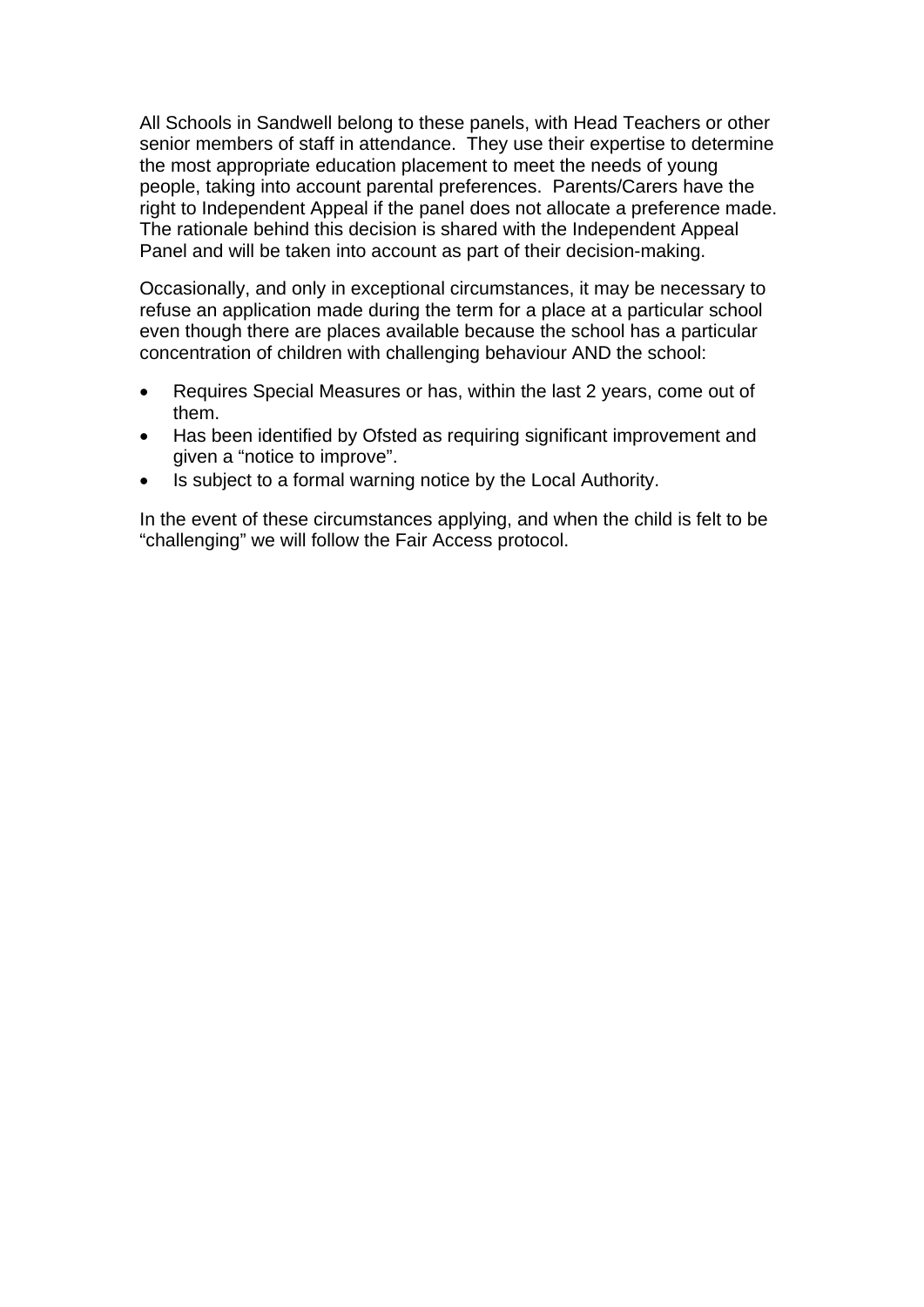All Schools in Sandwell belong to these panels, with Head Teachers or other senior members of staff in attendance. They use their expertise to determine the most appropriate education placement to meet the needs of young people, taking into account parental preferences. Parents/Carers have the right to Independent Appeal if the panel does not allocate a preference made. The rationale behind this decision is shared with the Independent Appeal Panel and will be taken into account as part of their decision-making.

Occasionally, and only in exceptional circumstances, it may be necessary to refuse an application made during the term for a place at a particular school even though there are places available because the school has a particular concentration of children with challenging behaviour AND the school:

- Requires Special Measures or has, within the last 2 years, come out of them.
- Has been identified by Ofsted as requiring significant improvement and given a "notice to improve".
- Is subject to a formal warning notice by the Local Authority.

In the event of these circumstances applying, and when the child is felt to be "challenging" we will follow the Fair Access protocol.